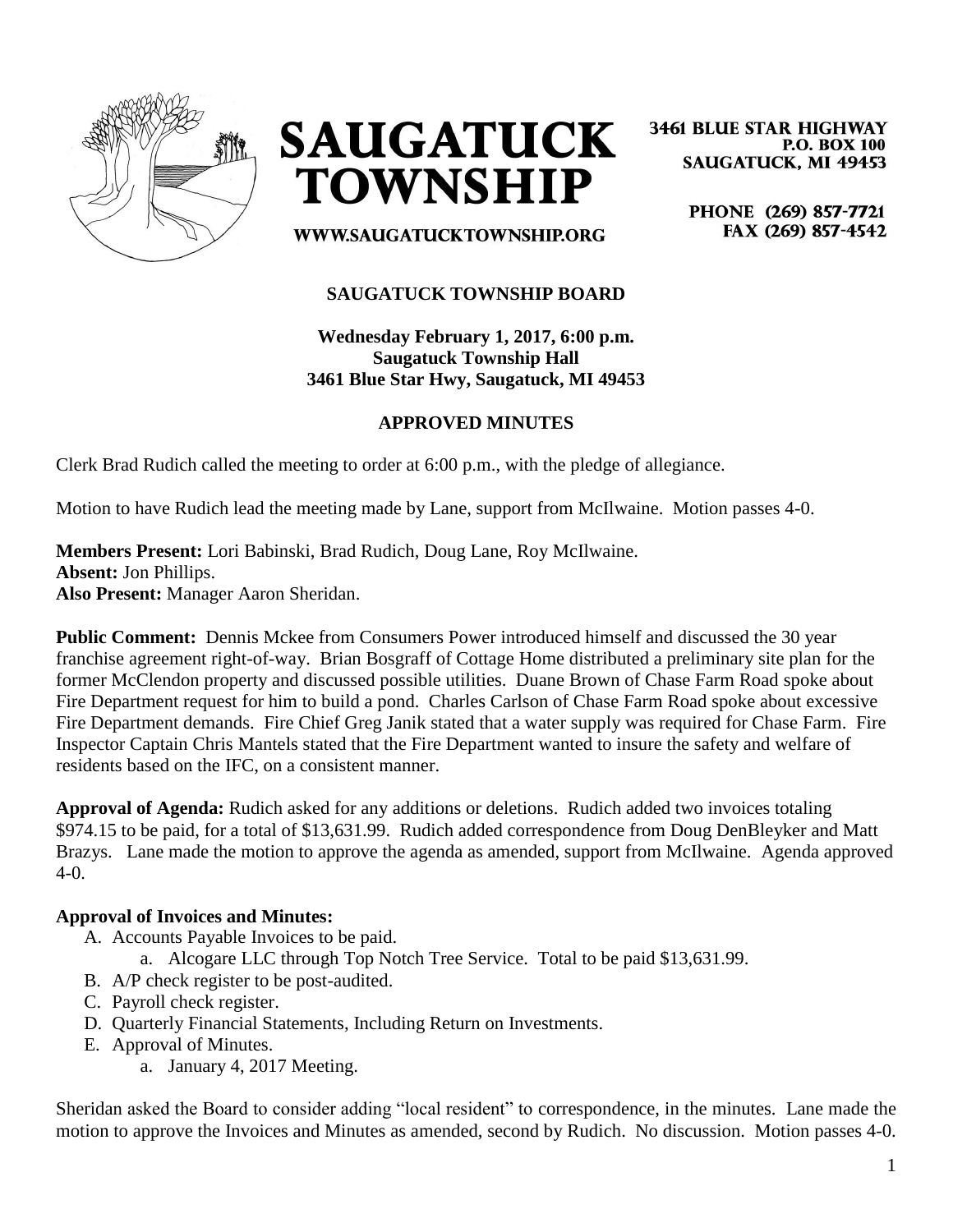# SAUGATUCK TOWNSHIP

3461 BLUE STAR HIGHWAY
P.O. BOX 100
SAUGATUCK, MI 49453

PHONE (269) 857-7721
FAX (269) 857-4542

WWW.SAUGATUCKTOWNSHIP.ORG

## SAUGATUCK TOWNSHIP BOARD

**Wednesday February 1, 2017, 6:00 p.m.**
**Saugatuck Township Hall**
**3461 Blue Star Hwy, Saugatuck, MI 49453**

### APPROVED MINUTES

Clerk Brad Rudich called the meeting to order at 6:00 p.m., with the pledge of allegiance.

Motion to have Rudich lead the meeting made by Lane, support from McIlwaine. Motion passes 4-0.

**Members Present:** Lori Babinski, Brad Rudich, Doug Lane, Roy McIlwaine.
**Absent:** Jon Phillips.
**Also Present:** Manager Aaron Sheridan.

**Public Comment:** Dennis Mckee from Consumers Power introduced himself and discussed the 30 year franchise agreement right-of-way. Brian Bosgraff of Cottage Home distributed a preliminary site plan for the former McClendon property and discussed possible utilities. Duane Brown of Chase Farm Road spoke about Fire Department request for him to build a pond. Charles Carlson of Chase Farm Road spoke about excessive Fire Department demands. Fire Chief Greg Janik stated that a water supply was required for Chase Farm. Fire Inspector Captain Chris Mantels stated that the Fire Department wanted to insure the safety and welfare of residents based on the IFC, on a consistent manner.

**Approval of Agenda:** Rudich asked for any additions or deletions. Rudich added two invoices totaling $974.15 to be paid, for a total of $13,631.99. Rudich added correspondence from Doug DenBleyker and Matt Brazys. Lane made the motion to approve the agenda as amended, support from McIlwaine. Agenda approved 4-0.

**Approval of Invoices and Minutes:**

A. Accounts Payable Invoices to be paid.
   a. Alcogare LLC through Top Notch Tree Service. Total to be paid $13,631.99.
B. A/P check register to be post-audited.
C. Payroll check register.
D. Quarterly Financial Statements, Including Return on Investments.
E. Approval of Minutes.
   a. January 4, 2017 Meeting.

Sheridan asked the Board to consider adding "local resident" to correspondence, in the minutes. Lane made the motion to approve the Invoices and Minutes as amended, second by Rudich. No discussion. Motion passes 4-0.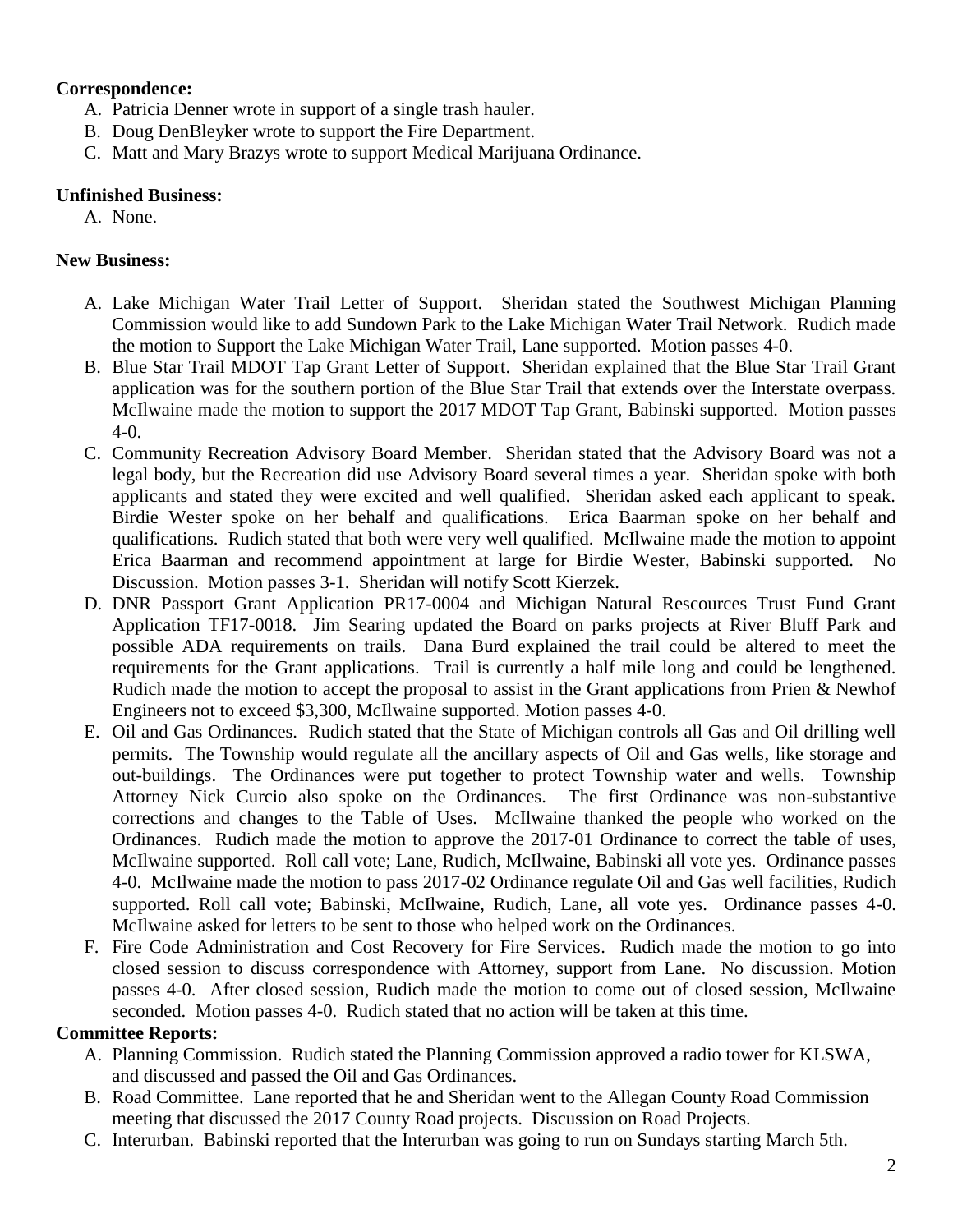**Correspondence:**

A. Patricia Denner wrote in support of a single trash hauler.
B. Doug DenBleyker wrote to support the Fire Department.
C. Matt and Mary Brazys wrote to support Medical Marijuana Ordinance.

**Unfinished Business:**

A. None.

**New Business:**

A. Lake Michigan Water Trail Letter of Support. Sheridan stated the Southwest Michigan Planning Commission would like to add Sundown Park to the Lake Michigan Water Trail Network. Rudich made the motion to Support the Lake Michigan Water Trail, Lane supported. Motion passes 4-0.
B. Blue Star Trail MDOT Tap Grant Letter of Support. Sheridan explained that the Blue Star Trail Grant application was for the southern portion of the Blue Star Trail that extends over the Interstate overpass. McIlwaine made the motion to support the 2017 MDOT Tap Grant, Babinski supported. Motion passes 4-0.
C. Community Recreation Advisory Board Member. Sheridan stated that the Advisory Board was not a legal body, but the Recreation did use Advisory Board several times a year. Sheridan spoke with both applicants and stated they were excited and well qualified. Sheridan asked each applicant to speak. Birdie Wester spoke on her behalf and qualifications. Erica Baarman spoke on her behalf and qualifications. Rudich stated that both were very well qualified. McIlwaine made the motion to appoint Erica Baarman and recommend appointment at large for Birdie Wester, Babinski supported. No Discussion. Motion passes 3-1. Sheridan will notify Scott Kierzek.
D. DNR Passport Grant Application PR17-0004 and Michigan Natural Rescources Trust Fund Grant Application TF17-0018. Jim Searing updated the Board on parks projects at River Bluff Park and possible ADA requirements on trails. Dana Burd explained the trail could be altered to meet the requirements for the Grant applications. Trail is currently a half mile long and could be lengthened. Rudich made the motion to accept the proposal to assist in the Grant applications from Prien & Newhof Engineers not to exceed $3,300, McIlwaine supported. Motion passes 4-0.
E. Oil and Gas Ordinances. Rudich stated that the State of Michigan controls all Gas and Oil drilling well permits. The Township would regulate all the ancillary aspects of Oil and Gas wells, like storage and out-buildings. The Ordinances were put together to protect Township water and wells. Township Attorney Nick Curcio also spoke on the Ordinances. The first Ordinance was non-substantive corrections and changes to the Table of Uses. McIlwaine thanked the people who worked on the Ordinances. Rudich made the motion to approve the 2017-01 Ordinance to correct the table of uses, McIlwaine supported. Roll call vote; Lane, Rudich, McIlwaine, Babinski all vote yes. Ordinance passes 4-0. McIlwaine made the motion to pass 2017-02 Ordinance regulate Oil and Gas well facilities, Rudich supported. Roll call vote; Babinski, McIlwaine, Rudich, Lane, all vote yes. Ordinance passes 4-0. McIlwaine asked for letters to be sent to those who helped work on the Ordinances.
F. Fire Code Administration and Cost Recovery for Fire Services. Rudich made the motion to go into closed session to discuss correspondence with Attorney, support from Lane. No discussion. Motion passes 4-0. After closed session, Rudich made the motion to come out of closed session, McIlwaine seconded. Motion passes 4-0. Rudich stated that no action will be taken at this time.

**Committee Reports:**

A. Planning Commission. Rudich stated the Planning Commission approved a radio tower for KLSWA, and discussed and passed the Oil and Gas Ordinances.
B. Road Committee. Lane reported that he and Sheridan went to the Allegan County Road Commission meeting that discussed the 2017 County Road projects. Discussion on Road Projects.
C. Interurban. Babinski reported that the Interurban was going to run on Sundays starting March 5th.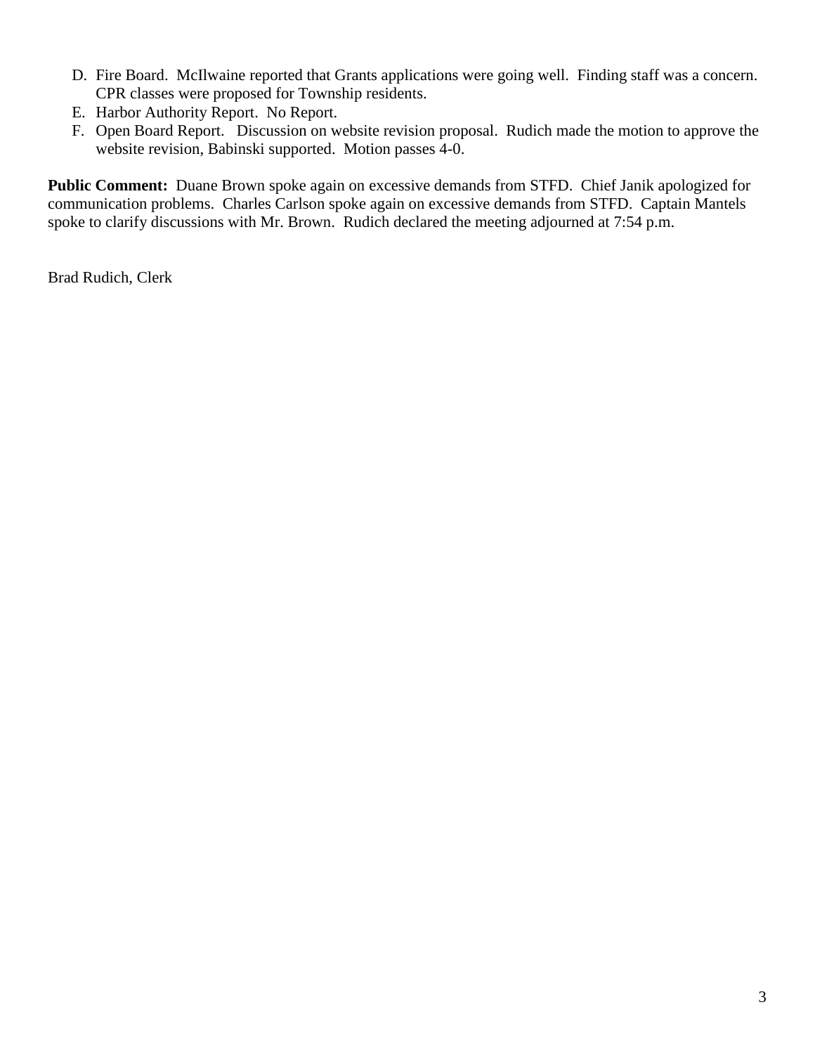D. Fire Board. McIlwaine reported that Grants applications were going well. Finding staff was a concern. CPR classes were proposed for Township residents.
E. Harbor Authority Report. No Report.
F. Open Board Report. Discussion on website revision proposal. Rudich made the motion to approve the website revision, Babinski supported. Motion passes 4-0.

**Public Comment:** Duane Brown spoke again on excessive demands from STFD. Chief Janik apologized for communication problems. Charles Carlson spoke again on excessive demands from STFD. Captain Mantels spoke to clarify discussions with Mr. Brown. Rudich declared the meeting adjourned at 7:54 p.m.

Brad Rudich, Clerk